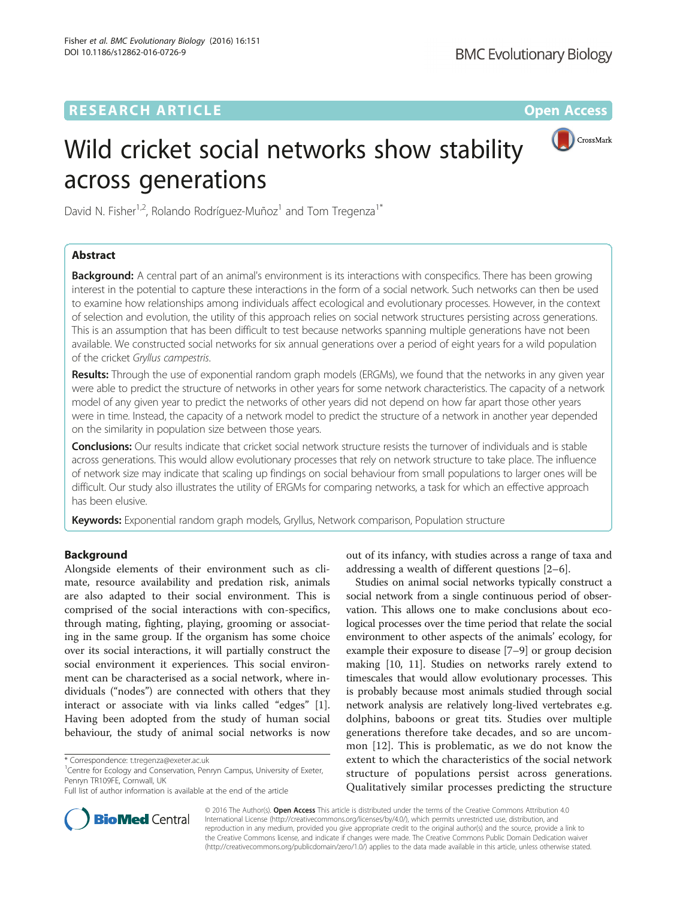# Wild cricket social networks show stability across generations

David N. Fisher[1,2], Rolando Rodríguez-Muñoz[1] and Tom Tregenza[1*]

## Abstract

**Background:** A central part of an animal's environment is its interactions with conspecifics. There has been growing interest in the potential to capture these interactions in the form of a social network. Such networks can then be used to examine how relationships among individuals affect ecological and evolutionary processes. However, in the context of selection and evolution, the utility of this approach relies on social network structures persisting across generations. This is an assumption that has been difficult to test because networks spanning multiple generations have not been available. We constructed social networks for six annual generations over a period of eight years for a wild population of the cricket *Gryllus campestris*.

**Results:** Through the use of exponential random graph models (ERGMs), we found that the networks in any given year were able to predict the structure of networks in other years for some network characteristics. The capacity of a network model of any given year to predict the networks of other years did not depend on how far apart those other years were in time. Instead, the capacity of a network model to predict the structure of a network in another year depended on the similarity in population size between those years.

**Conclusions:** Our results indicate that cricket social network structure resists the turnover of individuals and is stable across generations. This would allow evolutionary processes that rely on network structure to take place. The influence of network size may indicate that scaling up findings on social behaviour from small populations to larger ones will be difficult. Our study also illustrates the utility of ERGMs for comparing networks, a task for which an effective approach has been elusive.

**Keywords:** Exponential random graph models, Gryllus, Network comparison, Population structure

## Background

Alongside elements of their environment such as climate, resource availability and predation risk, animals are also adapted to their social environment. This is comprised of the social interactions with con-specifics, through mating, fighting, playing, grooming or associating in the same group. If the organism has some choice over its social interactions, it will partially construct the social environment it experiences. This social environment can be characterised as a social network, where individuals ("nodes") are connected with others that they interact or associate with via links called "edges" [1]. Having been adopted from the study of human social behaviour, the study of animal social networks is now out of its infancy, with studies across a range of taxa and addressing a wealth of different questions [2–6].

Studies on animal social networks typically construct a social network from a single continuous period of observation. This allows one to make conclusions about ecological processes over the time period that relate the social environment to other aspects of the animals' ecology, for example their exposure to disease [7–9] or group decision making [10, 11]. Studies on networks rarely extend to timescales that would allow evolutionary processes. This is probably because most animals studied through social network analysis are relatively long-lived vertebrates e.g. dolphins, baboons or great tits. Studies over multiple generations therefore take decades, and so are uncommon [12]. This is problematic, as we do not know the extent to which the characteristics of the social network structure of populations persist across generations. Qualitatively similar processes predicting the structure

\* Correspondence: t.tregenza@exeter.ac.uk
[1]Centre for Ecology and Conservation, Penryn Campus, University of Exeter, Penryn TR109FE, Cornwall, UK
Full list of author information is available at the end of the article

© 2016 The Author(s). **Open Access** This article is distributed under the terms of the Creative Commons Attribution 4.0 International License (http://creativecommons.org/licenses/by/4.0/), which permits unrestricted use, distribution, and reproduction in any medium, provided you give appropriate credit to the original author(s) and the source, provide a link to the Creative Commons license, and indicate if changes were made. The Creative Commons Public Domain Dedication waiver (http://creativecommons.org/publicdomain/zero/1.0/) applies to the data made available in this article, unless otherwise stated.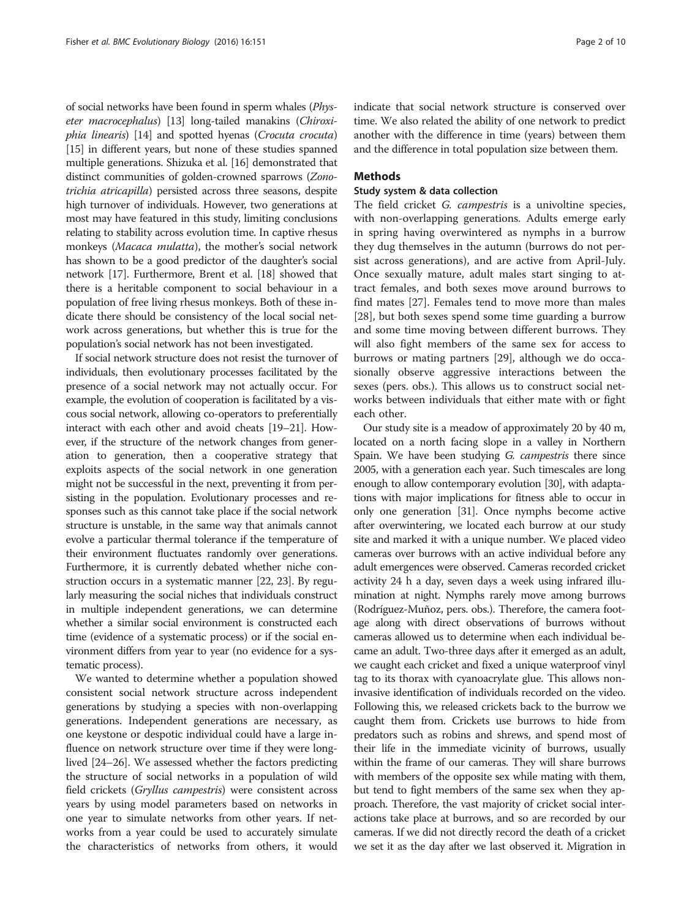of social networks have been found in sperm whales (*Physeter macrocephalus*) [13] long-tailed manakins (*Chiroxiphia linearis*) [14] and spotted hyenas (*Crocuta crocuta*) [15] in different years, but none of these studies spanned multiple generations. Shizuka et al. [16] demonstrated that distinct communities of golden-crowned sparrows (*Zonotrichia atricapilla*) persisted across three seasons, despite high turnover of individuals. However, two generations at most may have featured in this study, limiting conclusions relating to stability across evolution time. In captive rhesus monkeys (*Macaca mulatta*), the mother's social network has shown to be a good predictor of the daughter's social network [17]. Furthermore, Brent et al. [18] showed that there is a heritable component to social behaviour in a population of free living rhesus monkeys. Both of these indicate there should be consistency of the local social network across generations, but whether this is true for the population's social network has not been investigated.

If social network structure does not resist the turnover of individuals, then evolutionary processes facilitated by the presence of a social network may not actually occur. For example, the evolution of cooperation is facilitated by a viscous social network, allowing co-operators to preferentially interact with each other and avoid cheats [19–21]. However, if the structure of the network changes from generation to generation, then a cooperative strategy that exploits aspects of the social network in one generation might not be successful in the next, preventing it from persisting in the population. Evolutionary processes and responses such as this cannot take place if the social network structure is unstable, in the same way that animals cannot evolve a particular thermal tolerance if the temperature of their environment fluctuates randomly over generations. Furthermore, it is currently debated whether niche construction occurs in a systematic manner [22, 23]. By regularly measuring the social niches that individuals construct in multiple independent generations, we can determine whether a similar social environment is constructed each time (evidence of a systematic process) or if the social environment differs from year to year (no evidence for a systematic process).

We wanted to determine whether a population showed consistent social network structure across independent generations by studying a species with non-overlapping generations. Independent generations are necessary, as one keystone or despotic individual could have a large influence on network structure over time if they were long-lived [24–26]. We assessed whether the factors predicting the structure of social networks in a population of wild field crickets (*Gryllus campestris*) were consistent across years by using model parameters based on networks in one year to simulate networks from other years. If networks from a year could be used to accurately simulate the characteristics of networks from others, it would indicate that social network structure is conserved over time. We also related the ability of one network to predict another with the difference in time (years) between them and the difference in total population size between them.

## Methods

### Study system & data collection

The field cricket *G. campestris* is a univoltine species, with non-overlapping generations. Adults emerge early in spring having overwintered as nymphs in a burrow they dug themselves in the autumn (burrows do not persist across generations), and are active from April-July. Once sexually mature, adult males start singing to attract females, and both sexes move around burrows to find mates [27]. Females tend to move more than males [28], but both sexes spend some time guarding a burrow and some time moving between different burrows. They will also fight members of the same sex for access to burrows or mating partners [29], although we do occasionally observe aggressive interactions between the sexes (pers. obs.). This allows us to construct social networks between individuals that either mate with or fight each other.

Our study site is a meadow of approximately 20 by 40 m, located on a north facing slope in a valley in Northern Spain. We have been studying *G. campestris* there since 2005, with a generation each year. Such timescales are long enough to allow contemporary evolution [30], with adaptations with major implications for fitness able to occur in only one generation [31]. Once nymphs become active after overwintering, we located each burrow at our study site and marked it with a unique number. We placed video cameras over burrows with an active individual before any adult emergences were observed. Cameras recorded cricket activity 24 h a day, seven days a week using infrared illumination at night. Nymphs rarely move among burrows (Rodríguez-Muñoz, pers. obs.). Therefore, the camera footage along with direct observations of burrows without cameras allowed us to determine when each individual became an adult. Two-three days after it emerged as an adult, we caught each cricket and fixed a unique waterproof vinyl tag to its thorax with cyanoacrylate glue. This allows non-invasive identification of individuals recorded on the video. Following this, we released crickets back to the burrow we caught them from. Crickets use burrows to hide from predators such as robins and shrews, and spend most of their life in the immediate vicinity of burrows, usually within the frame of our cameras. They will share burrows with members of the opposite sex while mating with them, but tend to fight members of the same sex when they approach. Therefore, the vast majority of cricket social interactions take place at burrows, and so are recorded by our cameras. If we did not directly record the death of a cricket we set it as the day after we last observed it. Migration in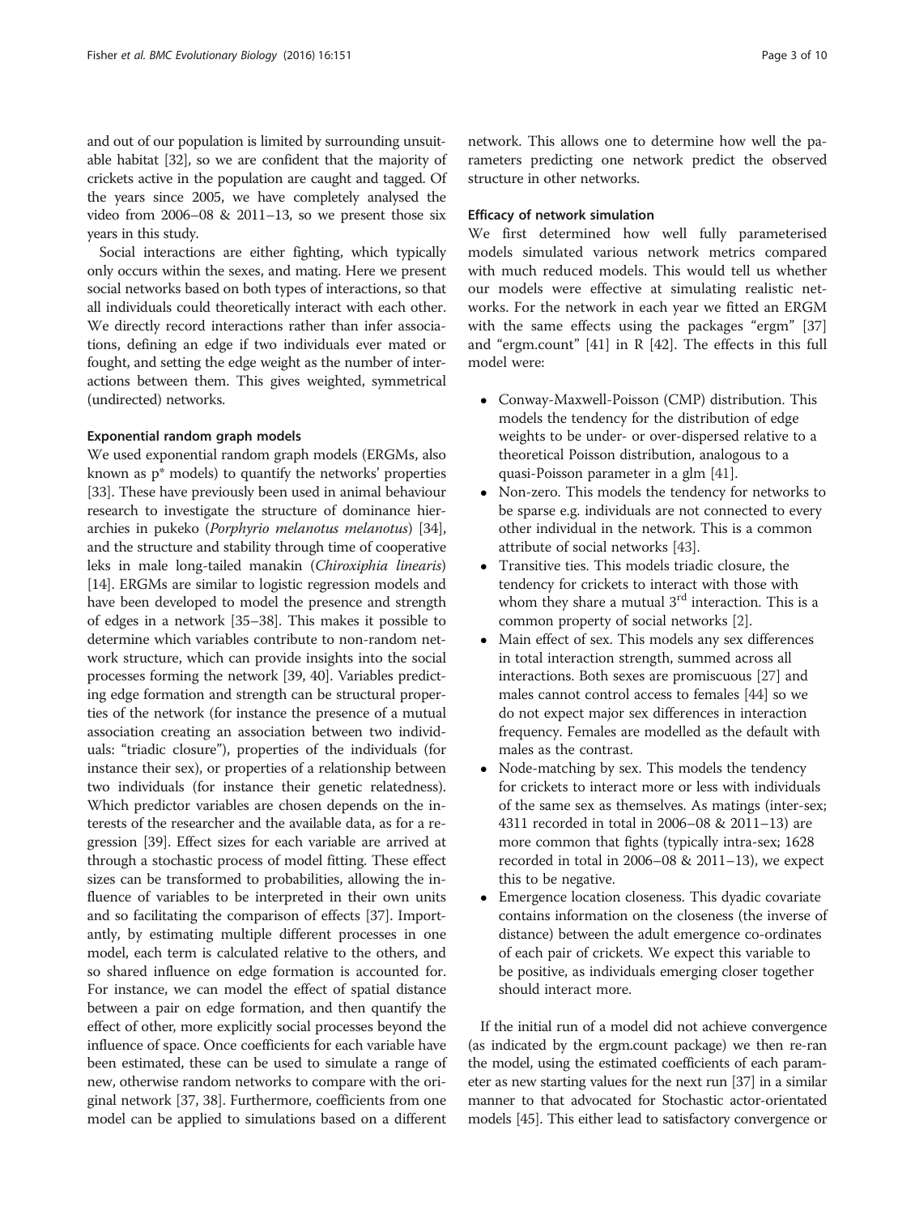and out of our population is limited by surrounding unsuitable habitat [32], so we are confident that the majority of crickets active in the population are caught and tagged. Of the years since 2005, we have completely analysed the video from 2006–08 & 2011–13, so we present those six years in this study.

Social interactions are either fighting, which typically only occurs within the sexes, and mating. Here we present social networks based on both types of interactions, so that all individuals could theoretically interact with each other. We directly record interactions rather than infer associations, defining an edge if two individuals ever mated or fought, and setting the edge weight as the number of interactions between them. This gives weighted, symmetrical (undirected) networks.

### Exponential random graph models

We used exponential random graph models (ERGMs, also known as p* models) to quantify the networks' properties [33]. These have previously been used in animal behaviour research to investigate the structure of dominance hierarchies in pukeko (*Porphyrio melanotus melanotus*) [34], and the structure and stability through time of cooperative leks in male long-tailed manakin (*Chiroxiphia linearis*) [14]. ERGMs are similar to logistic regression models and have been developed to model the presence and strength of edges in a network [35–38]. This makes it possible to determine which variables contribute to non-random network structure, which can provide insights into the social processes forming the network [39, 40]. Variables predicting edge formation and strength can be structural properties of the network (for instance the presence of a mutual association creating an association between two individuals: "triadic closure"), properties of the individuals (for instance their sex), or properties of a relationship between two individuals (for instance their genetic relatedness). Which predictor variables are chosen depends on the interests of the researcher and the available data, as for a regression [39]. Effect sizes for each variable are arrived at through a stochastic process of model fitting. These effect sizes can be transformed to probabilities, allowing the influence of variables to be interpreted in their own units and so facilitating the comparison of effects [37]. Importantly, by estimating multiple different processes in one model, each term is calculated relative to the others, and so shared influence on edge formation is accounted for. For instance, we can model the effect of spatial distance between a pair on edge formation, and then quantify the effect of other, more explicitly social processes beyond the influence of space. Once coefficients for each variable have been estimated, these can be used to simulate a range of new, otherwise random networks to compare with the original network [37, 38]. Furthermore, coefficients from one model can be applied to simulations based on a different network. This allows one to determine how well the parameters predicting one network predict the observed structure in other networks.

### Efficacy of network simulation

We first determined how well fully parameterised models simulated various network metrics compared with much reduced models. This would tell us whether our models were effective at simulating realistic networks. For the network in each year we fitted an ERGM with the same effects using the packages "ergm" [37] and "ergm.count" [41] in R [42]. The effects in this full model were:

- Conway-Maxwell-Poisson (CMP) distribution. This models the tendency for the distribution of edge weights to be under- or over-dispersed relative to a theoretical Poisson distribution, analogous to a quasi-Poisson parameter in a glm [41].
- Non-zero. This models the tendency for networks to be sparse e.g. individuals are not connected to every other individual in the network. This is a common attribute of social networks [43].
- Transitive ties. This models triadic closure, the tendency for crickets to interact with those with whom they share a mutual 3rd interaction. This is a common property of social networks [2].
- Main effect of sex. This models any sex differences in total interaction strength, summed across all interactions. Both sexes are promiscuous [27] and males cannot control access to females [44] so we do not expect major sex differences in interaction frequency. Females are modelled as the default with males as the contrast.
- Node-matching by sex. This models the tendency for crickets to interact more or less with individuals of the same sex as themselves. As matings (inter-sex; 4311 recorded in total in 2006–08 & 2011–13) are more common that fights (typically intra-sex; 1628 recorded in total in 2006–08 & 2011–13), we expect this to be negative.
- Emergence location closeness. This dyadic covariate contains information on the closeness (the inverse of distance) between the adult emergence co-ordinates of each pair of crickets. We expect this variable to be positive, as individuals emerging closer together should interact more.

If the initial run of a model did not achieve convergence (as indicated by the ergm.count package) we then re-ran the model, using the estimated coefficients of each parameter as new starting values for the next run [37] in a similar manner to that advocated for Stochastic actor-orientated models [45]. This either lead to satisfactory convergence or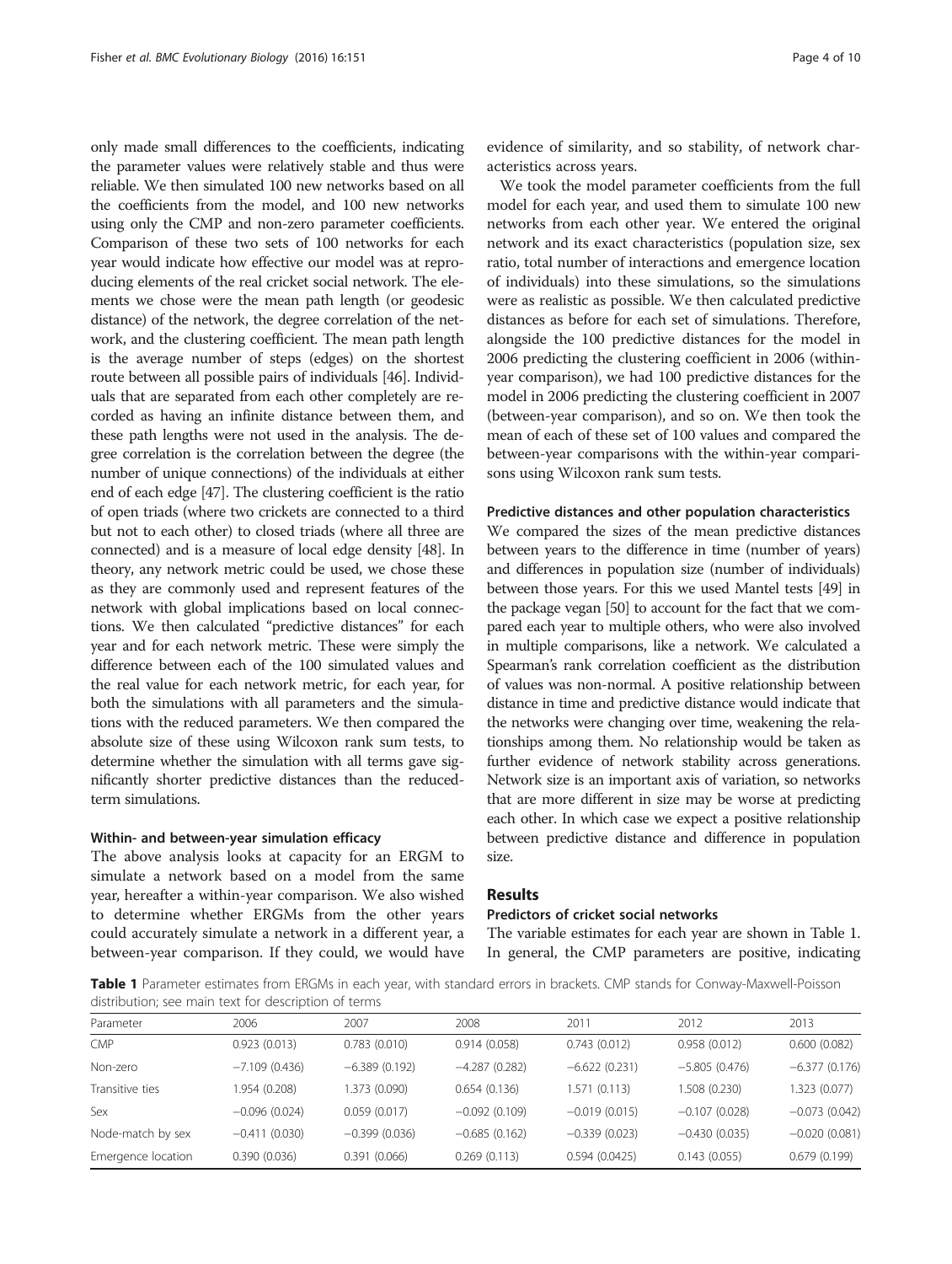only made small differences to the coefficients, indicating the parameter values were relatively stable and thus were reliable. We then simulated 100 new networks based on all the coefficients from the model, and 100 new networks using only the CMP and non-zero parameter coefficients. Comparison of these two sets of 100 networks for each year would indicate how effective our model was at reproducing elements of the real cricket social network. The elements we chose were the mean path length (or geodesic distance) of the network, the degree correlation of the network, and the clustering coefficient. The mean path length is the average number of steps (edges) on the shortest route between all possible pairs of individuals [46]. Individuals that are separated from each other completely are recorded as having an infinite distance between them, and these path lengths were not used in the analysis. The degree correlation is the correlation between the degree (the number of unique connections) of the individuals at either end of each edge [47]. The clustering coefficient is the ratio of open triads (where two crickets are connected to a third but not to each other) to closed triads (where all three are connected) and is a measure of local edge density [48]. In theory, any network metric could be used, we chose these as they are commonly used and represent features of the network with global implications based on local connections. We then calculated "predictive distances" for each year and for each network metric. These were simply the difference between each of the 100 simulated values and the real value for each network metric, for each year, for both the simulations with all parameters and the simulations with the reduced parameters. We then compared the absolute size of these using Wilcoxon rank sum tests, to determine whether the simulation with all terms gave significantly shorter predictive distances than the reduced-term simulations.

#### Within- and between-year simulation efficacy

The above analysis looks at capacity for an ERGM to simulate a network based on a model from the same year, hereafter a within-year comparison. We also wished to determine whether ERGMs from the other years could accurately simulate a network in a different year, a between-year comparison. If they could, we would have evidence of similarity, and so stability, of network characteristics across years.

We took the model parameter coefficients from the full model for each year, and used them to simulate 100 new networks from each other year. We entered the original network and its exact characteristics (population size, sex ratio, total number of interactions and emergence location of individuals) into these simulations, so the simulations were as realistic as possible. We then calculated predictive distances as before for each set of simulations. Therefore, alongside the 100 predictive distances for the model in 2006 predicting the clustering coefficient in 2006 (within-year comparison), we had 100 predictive distances for the model in 2006 predicting the clustering coefficient in 2007 (between-year comparison), and so on. We then took the mean of each of these set of 100 values and compared the between-year comparisons with the within-year comparisons using Wilcoxon rank sum tests.

#### Predictive distances and other population characteristics

We compared the sizes of the mean predictive distances between years to the difference in time (number of years) and differences in population size (number of individuals) between those years. For this we used Mantel tests [49] in the package vegan [50] to account for the fact that we compared each year to multiple others, who were also involved in multiple comparisons, like a network. We calculated a Spearman's rank correlation coefficient as the distribution of values was non-normal. A positive relationship between distance in time and predictive distance would indicate that the networks were changing over time, weakening the relationships among them. No relationship would be taken as further evidence of network stability across generations. Network size is an important axis of variation, so networks that are more different in size may be worse at predicting each other. In which case we expect a positive relationship between predictive distance and difference in population size.

## Results

#### Predictors of cricket social networks

The variable estimates for each year are shown in Table 1. In general, the CMP parameters are positive, indicating

**Table 1** Parameter estimates from ERGMs in each year, with standard errors in brackets. CMP stands for Conway-Maxwell-Poisson distribution; see main text for description of terms

| Parameter | 2006 | 2007 | 2008 | 2011 | 2012 | 2013 |
|---|---|---|---|---|---|---|
| CMP | 0.923 (0.013) | 0.783 (0.010) | 0.914 (0.058) | 0.743 (0.012) | 0.958 (0.012) | 0.600 (0.082) |
| Non-zero | −7.109 (0.436) | −6.389 (0.192) | −4.287 (0.282) | −6.622 (0.231) | −5.805 (0.476) | −6.377 (0.176) |
| Transitive ties | 1.954 (0.208) | 1.373 (0.090) | 0.654 (0.136) | 1.571 (0.113) | 1.508 (0.230) | 1.323 (0.077) |
| Sex | −0.096 (0.024) | 0.059 (0.017) | −0.092 (0.109) | −0.019 (0.015) | −0.107 (0.028) | −0.073 (0.042) |
| Node-match by sex | −0.411 (0.030) | −0.399 (0.036) | −0.685 (0.162) | −0.339 (0.023) | −0.430 (0.035) | −0.020 (0.081) |
| Emergence location | 0.390 (0.036) | 0.391 (0.066) | 0.269 (0.113) | 0.594 (0.0425) | 0.143 (0.055) | 0.679 (0.199) |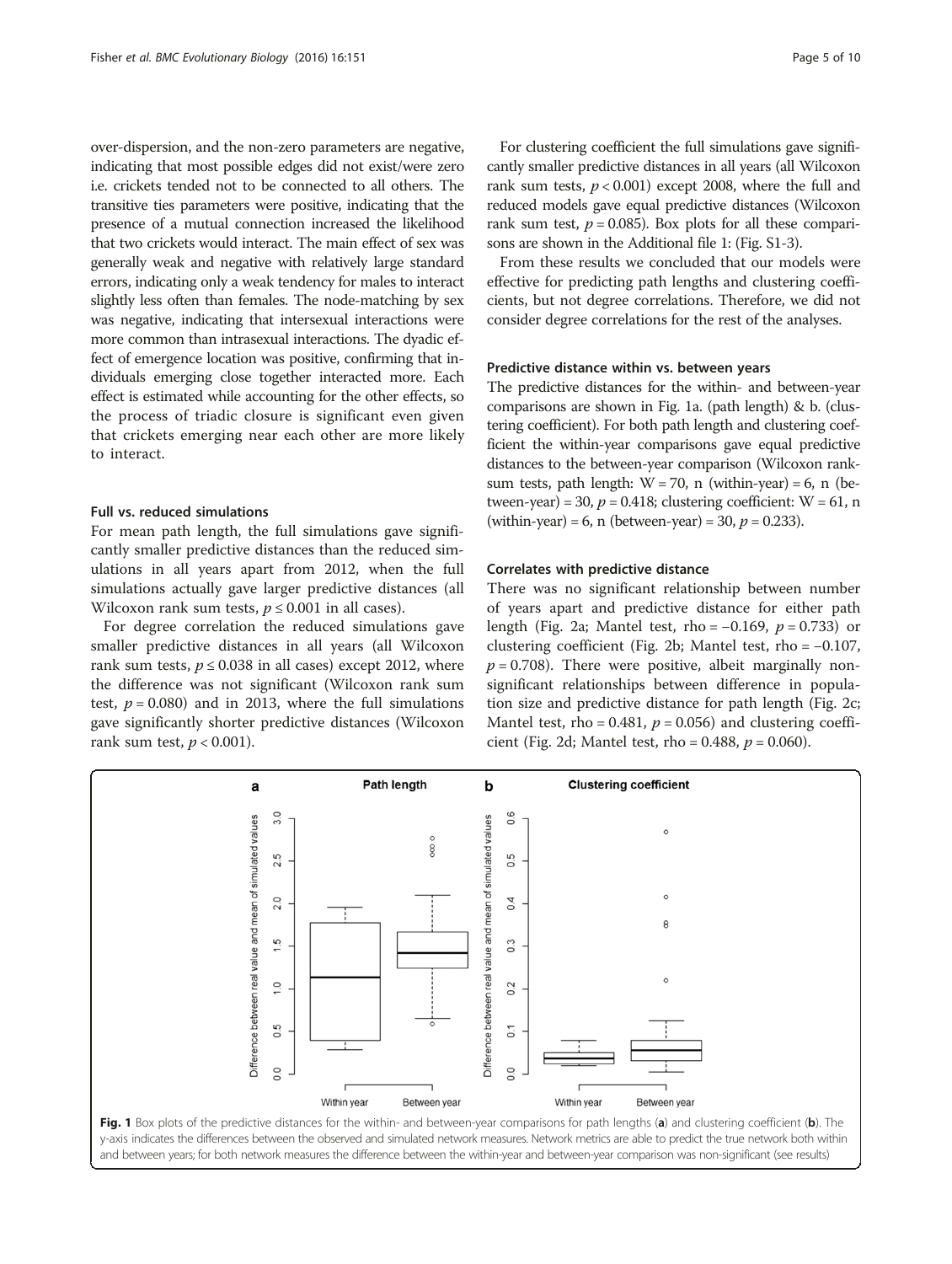over-dispersion, and the non-zero parameters are negative, indicating that most possible edges did not exist/were zero i.e. crickets tended not to be connected to all others. The transitive ties parameters were positive, indicating that the presence of a mutual connection increased the likelihood that two crickets would interact. The main effect of sex was generally weak and negative with relatively large standard errors, indicating only a weak tendency for males to interact slightly less often than females. The node-matching by sex was negative, indicating that intersexual interactions were more common than intrasexual interactions. The dyadic effect of emergence location was positive, confirming that individuals emerging close together interacted more. Each effect is estimated while accounting for the other effects, so the process of triadic closure is significant even given that crickets emerging near each other are more likely to interact.

### Full vs. reduced simulations

For mean path length, the full simulations gave significantly smaller predictive distances than the reduced simulations in all years apart from 2012, when the full simulations actually gave larger predictive distances (all Wilcoxon rank sum tests, $p \leq 0.001$ in all cases).

For degree correlation the reduced simulations gave smaller predictive distances in all years (all Wilcoxon rank sum tests, $p \leq 0.038$ in all cases) except 2012, where the difference was not significant (Wilcoxon rank sum test, $p = 0.080$) and in 2013, where the full simulations gave significantly shorter predictive distances (Wilcoxon rank sum test, $p < 0.001$).

For clustering coefficient the full simulations gave significantly smaller predictive distances in all years (all Wilcoxon rank sum tests, $p < 0.001$) except 2008, where the full and reduced models gave equal predictive distances (Wilcoxon rank sum test, $p = 0.085$). Box plots for all these comparisons are shown in the Additional file 1: (Fig. S1-3).

From these results we concluded that our models were effective for predicting path lengths and clustering coefficients, but not degree correlations. Therefore, we did not consider degree correlations for the rest of the analyses.

### Predictive distance within vs. between years

The predictive distances for the within- and between-year comparisons are shown in Fig. 1a. (path length) & b. (clustering coefficient). For both path length and clustering coefficient the within-year comparisons gave equal predictive distances to the between-year comparison (Wilcoxon rank-sum tests, path length: W = 70, n (within-year) = 6, n (between-year) = 30, $p = 0.418$; clustering coefficient: W = 61, n (within-year) = 6, n (between-year) = 30, $p = 0.233$).

### Correlates with predictive distance

There was no significant relationship between number of years apart and predictive distance for either path length (Fig. 2a; Mantel test, rho = −0.169, $p = 0.733$) or clustering coefficient (Fig. 2b; Mantel test, rho = −0.107, $p = 0.708$). There were positive, albeit marginally non-significant relationships between difference in population size and predictive distance for path length (Fig. 2c; Mantel test, rho = 0.481, $p = 0.056$) and clustering coefficient (Fig. 2d; Mantel test, rho = 0.488, $p = 0.060$).

**Fig. 1** Box plots of the predictive distances for the within- and between-year comparisons for path lengths (**a**) and clustering coefficient (**b**). The y-axis indicates the differences between the observed and simulated network measures. Network metrics are able to predict the true network both within and between years; for both network measures the difference between the within-year and between-year comparison was non-significant (see results)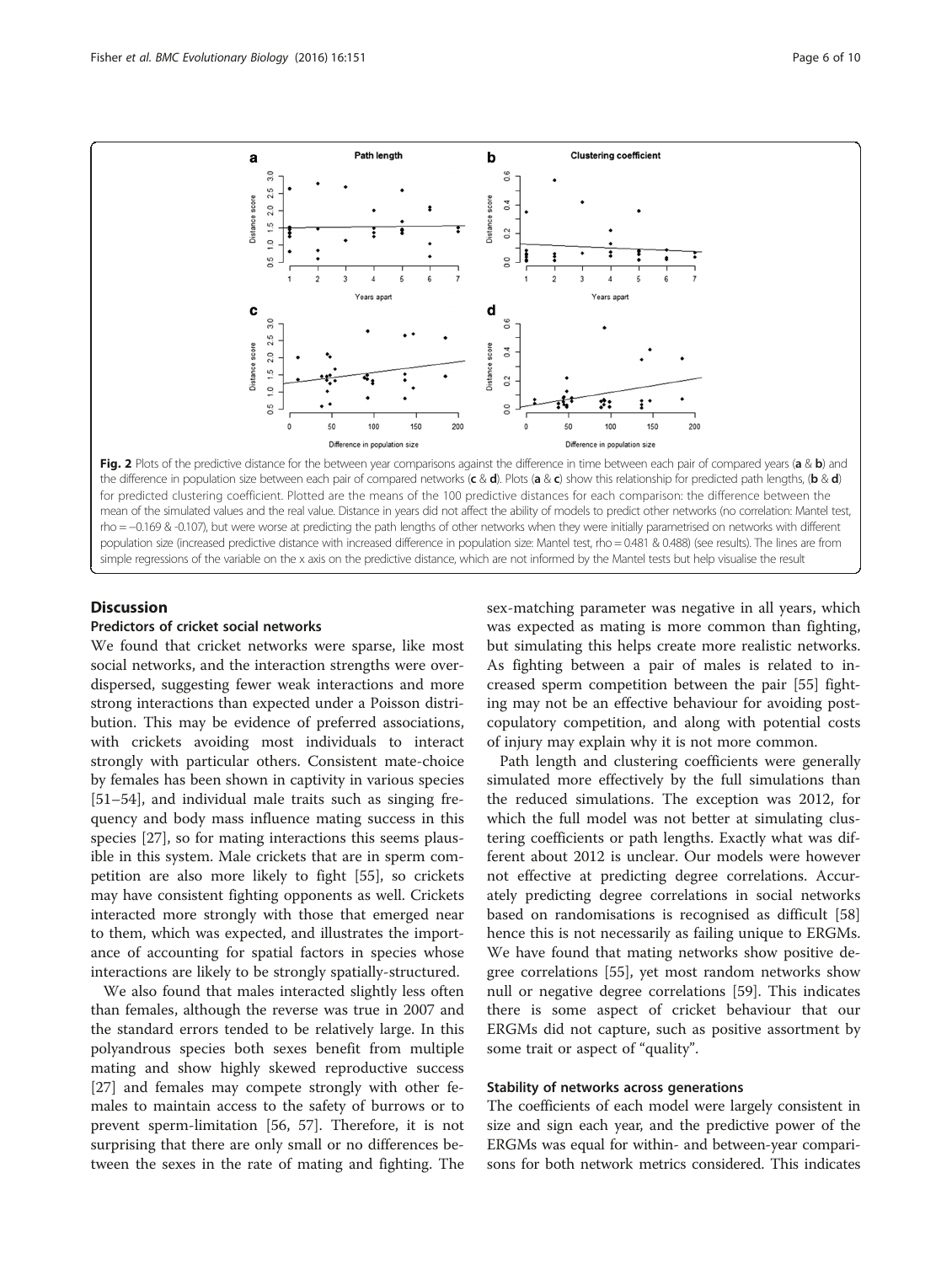**Fig. 2** Plots of the predictive distance for the between year comparisons against the difference in time between each pair of compared years (**a** & **b**) and the difference in population size between each pair of compared networks (**c** & **d**). Plots (**a** & **c**) show this relationship for predicted path lengths, (**b** & **d**) for predicted clustering coefficient. Plotted are the means of the 100 predictive distances for each comparison: the difference between the mean of the simulated values and the real value. Distance in years did not affect the ability of models to predict other networks (no correlation: Mantel test, rho = −0.169 & -0.107), but were worse at predicting the path lengths of other networks when they were initially parametrised on networks with different population size (increased predictive distance with increased difference in population size: Mantel test, rho = 0.481 & 0.488) (see results). The lines are from simple regressions of the variable on the x axis on the predictive distance, which are not informed by the Mantel tests but help visualise the result

## Discussion

### Predictors of cricket social networks

We found that cricket networks were sparse, like most social networks, and the interaction strengths were overdispersed, suggesting fewer weak interactions and more strong interactions than expected under a Poisson distribution. This may be evidence of preferred associations, with crickets avoiding most individuals to interact strongly with particular others. Consistent mate-choice by females has been shown in captivity in various species [51–54], and individual male traits such as singing frequency and body mass influence mating success in this species [27], so for mating interactions this seems plausible in this system. Male crickets that are in sperm competition are also more likely to fight [55], so crickets may have consistent fighting opponents as well. Crickets interacted more strongly with those that emerged near to them, which was expected, and illustrates the importance of accounting for spatial factors in species whose interactions are likely to be strongly spatially-structured.

We also found that males interacted slightly less often than females, although the reverse was true in 2007 and the standard errors tended to be relatively large. In this polyandrous species both sexes benefit from multiple mating and show highly skewed reproductive success [27] and females may compete strongly with other females to maintain access to the safety of burrows or to prevent sperm-limitation [56, 57]. Therefore, it is not surprising that there are only small or no differences between the sexes in the rate of mating and fighting. The sex-matching parameter was negative in all years, which was expected as mating is more common than fighting, but simulating this helps create more realistic networks. As fighting between a pair of males is related to increased sperm competition between the pair [55] fighting may not be an effective behaviour for avoiding post-copulatory competition, and along with potential costs of injury may explain why it is not more common.

Path length and clustering coefficients were generally simulated more effectively by the full simulations than the reduced simulations. The exception was 2012, for which the full model was not better at simulating clustering coefficients or path lengths. Exactly what was different about 2012 is unclear. Our models were however not effective at predicting degree correlations. Accurately predicting degree correlations in social networks based on randomisations is recognised as difficult [58] hence this is not necessarily as failing unique to ERGMs. We have found that mating networks show positive degree correlations [55], yet most random networks show null or negative degree correlations [59]. This indicates there is some aspect of cricket behaviour that our ERGMs did not capture, such as positive assortment by some trait or aspect of "quality".

### Stability of networks across generations

The coefficients of each model were largely consistent in size and sign each year, and the predictive power of the ERGMs was equal for within- and between-year comparisons for both network metrics considered. This indicates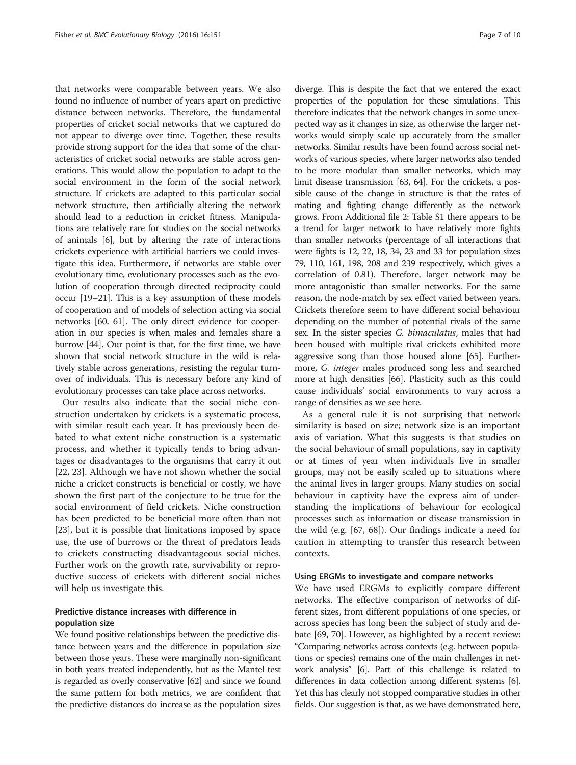that networks were comparable between years. We also found no influence of number of years apart on predictive distance between networks. Therefore, the fundamental properties of cricket social networks that we captured do not appear to diverge over time. Together, these results provide strong support for the idea that some of the characteristics of cricket social networks are stable across generations. This would allow the population to adapt to the social environment in the form of the social network structure. If crickets are adapted to this particular social network structure, then artificially altering the network should lead to a reduction in cricket fitness. Manipulations are relatively rare for studies on the social networks of animals [6], but by altering the rate of interactions crickets experience with artificial barriers we could investigate this idea. Furthermore, if networks are stable over evolutionary time, evolutionary processes such as the evolution of cooperation through directed reciprocity could occur [19–21]. This is a key assumption of these models of cooperation and of models of selection acting via social networks [60, 61]. The only direct evidence for cooperation in our species is when males and females share a burrow [44]. Our point is that, for the first time, we have shown that social network structure in the wild is relatively stable across generations, resisting the regular turnover of individuals. This is necessary before any kind of evolutionary processes can take place across networks.

Our results also indicate that the social niche construction undertaken by crickets is a systematic process, with similar result each year. It has previously been debated to what extent niche construction is a systematic process, and whether it typically tends to bring advantages or disadvantages to the organisms that carry it out [22, 23]. Although we have not shown whether the social niche a cricket constructs is beneficial or costly, we have shown the first part of the conjecture to be true for the social environment of field crickets. Niche construction has been predicted to be beneficial more often than not [23], but it is possible that limitations imposed by space use, the use of burrows or the threat of predators leads to crickets constructing disadvantageous social niches. Further work on the growth rate, survivability or reproductive success of crickets with different social niches will help us investigate this.

### Predictive distance increases with difference in population size

We found positive relationships between the predictive distance between years and the difference in population size between those years. These were marginally non-significant in both years treated independently, but as the Mantel test is regarded as overly conservative [62] and since we found the same pattern for both metrics, we are confident that the predictive distances do increase as the population sizes diverge. This is despite the fact that we entered the exact properties of the population for these simulations. This therefore indicates that the network changes in some unexpected way as it changes in size, as otherwise the larger networks would simply scale up accurately from the smaller networks. Similar results have been found across social networks of various species, where larger networks also tended to be more modular than smaller networks, which may limit disease transmission [63, 64]. For the crickets, a possible cause of the change in structure is that the rates of mating and fighting change differently as the network grows. From Additional file 2: Table S1 there appears to be a trend for larger network to have relatively more fights than smaller networks (percentage of all interactions that were fights is 12, 22, 18, 34, 23 and 33 for population sizes 79, 110, 161, 198, 208 and 239 respectively, which gives a correlation of 0.81). Therefore, larger network may be more antagonistic than smaller networks. For the same reason, the node-match by sex effect varied between years. Crickets therefore seem to have different social behaviour depending on the number of potential rivals of the same sex. In the sister species *G. bimaculatus*, males that had been housed with multiple rival crickets exhibited more aggressive song than those housed alone [65]. Furthermore, *G. integer* males produced song less and searched more at high densities [66]. Plasticity such as this could cause individuals' social environments to vary across a range of densities as we see here.

As a general rule it is not surprising that network similarity is based on size; network size is an important axis of variation. What this suggests is that studies on the social behaviour of small populations, say in captivity or at times of year when individuals live in smaller groups, may not be easily scaled up to situations where the animal lives in larger groups. Many studies on social behaviour in captivity have the express aim of understanding the implications of behaviour for ecological processes such as information or disease transmission in the wild (e.g. [67, 68]). Our findings indicate a need for caution in attempting to transfer this research between contexts.

### Using ERGMs to investigate and compare networks

We have used ERGMs to explicitly compare different networks. The effective comparison of networks of different sizes, from different populations of one species, or across species has long been the subject of study and debate [69, 70]. However, as highlighted by a recent review: "Comparing networks across contexts (e.g. between populations or species) remains one of the main challenges in network analysis" [6]. Part of this challenge is related to differences in data collection among different systems [6]. Yet this has clearly not stopped comparative studies in other fields. Our suggestion is that, as we have demonstrated here,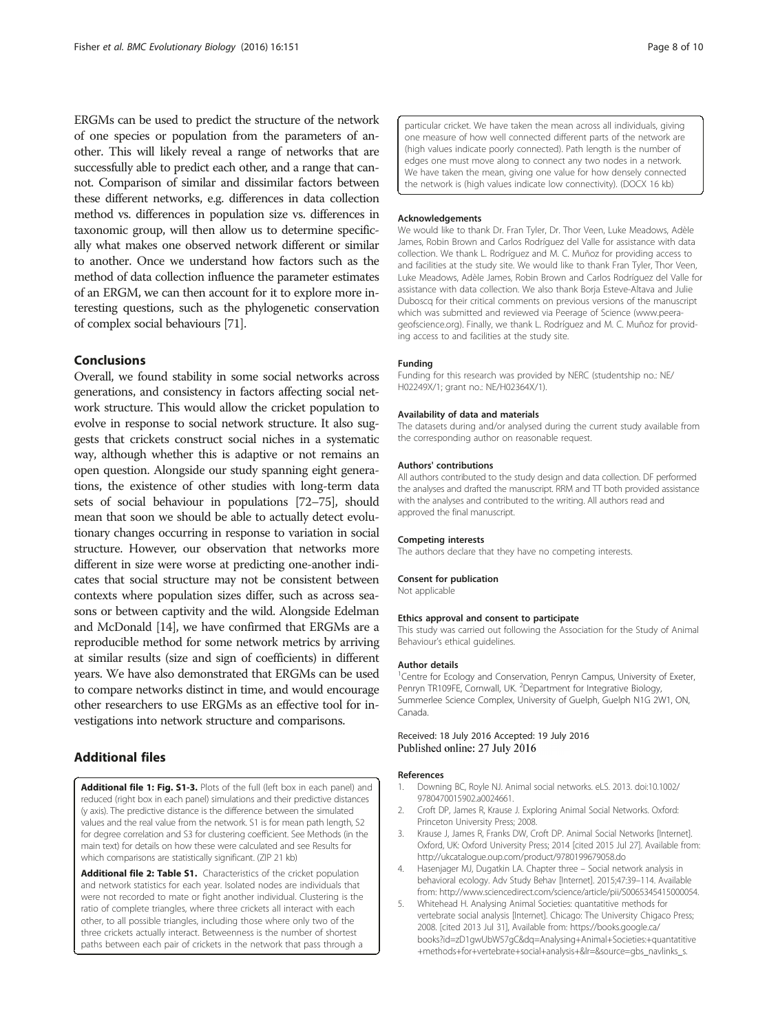ERGMs can be used to predict the structure of the network of one species or population from the parameters of another. This will likely reveal a range of networks that are successfully able to predict each other, and a range that cannot. Comparison of similar and dissimilar factors between these different networks, e.g. differences in data collection method vs. differences in population size vs. differences in taxonomic group, will then allow us to determine specifically what makes one observed network different or similar to another. Once we understand how factors such as the method of data collection influence the parameter estimates of an ERGM, we can then account for it to explore more interesting questions, such as the phylogenetic conservation of complex social behaviours [71].

## Conclusions

Overall, we found stability in some social networks across generations, and consistency in factors affecting social network structure. This would allow the cricket population to evolve in response to social network structure. It also suggests that crickets construct social niches in a systematic way, although whether this is adaptive or not remains an open question. Alongside our study spanning eight generations, the existence of other studies with long-term data sets of social behaviour in populations [72–75], should mean that soon we should be able to actually detect evolutionary changes occurring in response to variation in social structure. However, our observation that networks more different in size were worse at predicting one-another indicates that social structure may not be consistent between contexts where population sizes differ, such as across seasons or between captivity and the wild. Alongside Edelman and McDonald [14], we have confirmed that ERGMs are a reproducible method for some network metrics by arriving at similar results (size and sign of coefficients) in different years. We have also demonstrated that ERGMs can be used to compare networks distinct in time, and would encourage other researchers to use ERGMs as an effective tool for investigations into network structure and comparisons.

## Additional files

**Additional file 1: Fig. S1-3.** Plots of the full (left box in each panel) and reduced (right box in each panel) simulations and their predictive distances (y axis). The predictive distance is the difference between the simulated values and the real value from the network. S1 is for mean path length, S2 for degree correlation and S3 for clustering coefficient. See Methods (in the main text) for details on how these were calculated and see Results for which comparisons are statistically significant. (ZIP 21 kb)

**Additional file 2: Table S1.** Characteristics of the cricket population and network statistics for each year. Isolated nodes are individuals that were not recorded to mate or fight another individual. Clustering is the ratio of complete triangles, where three crickets all interact with each other, to all possible triangles, including those where only two of the three crickets actually interact. Betweenness is the number of shortest paths between each pair of crickets in the network that pass through a particular cricket. We have taken the mean across all individuals, giving one measure of how well connected different parts of the network are (high values indicate poorly connected). Path length is the number of edges one must move along to connect any two nodes in a network. We have taken the mean, giving one value for how densely connected the network is (high values indicate low connectivity). (DOCX 16 kb)

#### Acknowledgements

We would like to thank Dr. Fran Tyler, Dr. Thor Veen, Luke Meadows, Adèle James, Robin Brown and Carlos Rodríguez del Valle for assistance with data collection. We thank L. Rodríguez and M. C. Muñoz for providing access to and facilities at the study site. We would like to thank Fran Tyler, Thor Veen, Luke Meadows, Adèle James, Robin Brown and Carlos Rodríguez del Valle for assistance with data collection. We also thank Borja Esteve-Altava and Julie Duboscq for their critical comments on previous versions of the manuscript which was submitted and reviewed via Peerage of Science (www.peerageofscience.org). Finally, we thank L. Rodríguez and M. C. Muñoz for providing access to and facilities at the study site.

#### Funding

Funding for this research was provided by NERC (studentship no.: NE/H02249X/1; grant no.: NE/H02364X/1).

#### Availability of data and materials

The datasets during and/or analysed during the current study available from the corresponding author on reasonable request.

#### Authors' contributions

All authors contributed to the study design and data collection. DF performed the analyses and drafted the manuscript. RRM and TT both provided assistance with the analyses and contributed to the writing. All authors read and approved the final manuscript.

#### Competing interests

The authors declare that they have no competing interests.

#### Consent for publication

Not applicable

#### Ethics approval and consent to participate

This study was carried out following the Association for the Study of Animal Behaviour's ethical guidelines.

#### Author details

[1]Centre for Ecology and Conservation, Penryn Campus, University of Exeter, Penryn TR109FE, Cornwall, UK. [2]Department for Integrative Biology, Summerlee Science Complex, University of Guelph, Guelph N1G 2W1, ON, Canada.

Received: 18 July 2016 Accepted: 19 July 2016
Published online: 27 July 2016

#### References

1. Downing BC, Royle NJ. Animal social networks. eLS. 2013. doi:10.1002/9780470015902.a0024661.
2. Croft DP, James R, Krause J. Exploring Animal Social Networks. Oxford: Princeton University Press; 2008.
3. Krause J, James R, Franks DW, Croft DP. Animal Social Networks [Internet]. Oxford, UK: Oxford University Press; 2014 [cited 2015 Jul 27]. Available from: http://ukcatalogue.oup.com/product/9780199679058.do
4. Hasenjager MJ, Dugatkin LA. Chapter three – Social network analysis in behavioral ecology. Adv Study Behav [Internet]. 2015;47:39–114. Available from: http://www.sciencedirect.com/science/article/pii/S0065345415000054.
5. Whitehead H. Analysing Animal Societies: quantitative methods for vertebrate social analysis [Internet]. Chicago: The University Chigaco Press; 2008. [cited 2013 Jul 31], Available from: https://books.google.ca/books?id=zD1gwUbW57gC&dq=Analysing+Animal+Societies:+quantitative+methods+for+vertebrate+social+analysis+&lr=&source=gbs_navlinks_s.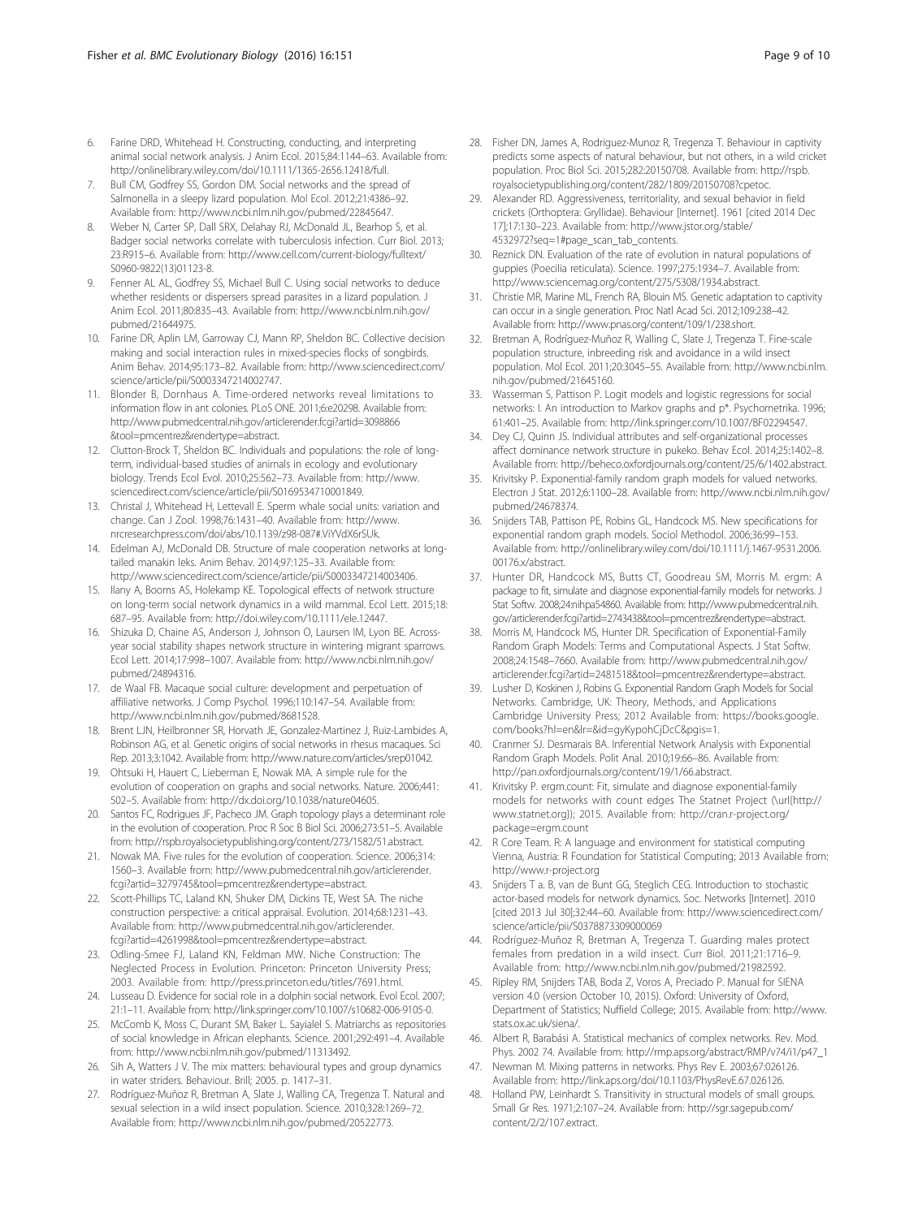6. Farine DRD, Whitehead H. Constructing, conducting, and interpreting animal social network analysis. J Anim Ecol. 2015;84:1144–63. Available from: http://onlinelibrary.wiley.com/doi/10.1111/1365-2656.12418/full.
7. Bull CM, Godfrey SS, Gordon DM. Social networks and the spread of Salmonella in a sleepy lizard population. Mol Ecol. 2012;21:4386–92. Available from: http://www.ncbi.nlm.nih.gov/pubmed/22845647.
8. Weber N, Carter SP, Dall SRX, Delahay RJ, McDonald JL, Bearhop S, et al. Badger social networks correlate with tuberculosis infection. Curr Biol. 2013; 23:R915–6. Available from: http://www.cell.com/current-biology/fulltext/S0960-9822(13)01123-8.
9. Fenner AL AL, Godfrey SS, Michael Bull C. Using social networks to deduce whether residents or dispersers spread parasites in a lizard population. J Anim Ecol. 2011;80:835–43. Available from: http://www.ncbi.nlm.nih.gov/pubmed/21644975.
10. Farine DR, Aplin LM, Garroway CJ, Mann RP, Sheldon BC. Collective decision making and social interaction rules in mixed-species flocks of songbirds. Anim Behav. 2014;95:173–82. Available from: http://www.sciencedirect.com/science/article/pii/S0003347214002747.
11. Blonder B, Dornhaus A. Time-ordered networks reveal limitations to information flow in ant colonies. PLoS ONE. 2011;6:e20298. Available from: http://www.pubmedcentral.nih.gov/articlerender.fcgi?artid=3098866&tool=pmcentrez&rendertype=abstract.
12. Clutton-Brock T, Sheldon BC. Individuals and populations: the role of long-term, individual-based studies of animals in ecology and evolutionary biology. Trends Ecol Evol. 2010;25:562–73. Available from: http://www.sciencedirect.com/science/article/pii/S0169534710001849.
13. Christal J, Whitehead H, Lettevall E. Sperm whale social units: variation and change. Can J Zool. 1998;76:1431–40. Available from: http://www.nrcresearchpress.com/doi/abs/10.1139/z98-087#.ViYVdX6rSUk.
14. Edelman AJ, McDonald DB. Structure of male cooperation networks at long-tailed manakin leks. Anim Behav. 2014;97:125–33. Available from: http://www.sciencedirect.com/science/article/pii/S0003347214003406.
15. Ilany A, Booms AS, Holekamp KE. Topological effects of network structure on long-term social network dynamics in a wild mammal. Ecol Lett. 2015;18: 687–95. Available from: http://doi.wiley.com/10.1111/ele.12447.
16. Shizuka D, Chaine AS, Anderson J, Johnson O, Laursen IM, Lyon BE. Across-year social stability shapes network structure in wintering migrant sparrows. Ecol Lett. 2014;17:998–1007. Available from: http://www.ncbi.nlm.nih.gov/pubmed/24894316.
17. de Waal FB. Macaque social culture: development and perpetuation of affiliative networks. J Comp Psychol. 1996;110:147–54. Available from: http://www.ncbi.nlm.nih.gov/pubmed/8681528.
18. Brent LJN, Heilbronner SR, Horvath JE, Gonzalez-Martinez J, Ruiz-Lambides A, Robinson AG, et al. Genetic origins of social networks in rhesus macaques. Sci Rep. 2013;3:1042. Available from: http://www.nature.com/articles/srep01042.
19. Ohtsuki H, Hauert C, Lieberman E, Nowak MA. A simple rule for the evolution of cooperation on graphs and social networks. Nature. 2006;441: 502–5. Available from: http://dx.doi.org/10.1038/nature04605.
20. Santos FC, Rodrigues JF, Pacheco JM. Graph topology plays a determinant role in the evolution of cooperation. Proc R Soc B Biol Sci. 2006;273:51–5. Available from: http://rspb.royalsocietypublishing.org/content/273/1582/51.abstract.
21. Nowak MA. Five rules for the evolution of cooperation. Science. 2006;314: 1560–3. Available from: http://www.pubmedcentral.nih.gov/articlerender.fcgi?artid=3279745&tool=pmcentrez&rendertype=abstract.
22. Scott-Phillips TC, Laland KN, Shuker DM, Dickins TE, West SA. The niche construction perspective: a critical appraisal. Evolution. 2014;68:1231–43. Available from: http://www.pubmedcentral.nih.gov/articlerender.fcgi?artid=4261998&tool=pmcentrez&rendertype=abstract.
23. Odling-Smee FJ, Laland KN, Feldman MW. Niche Construction: The Neglected Process in Evolution. Princeton: Princeton University Press; 2003. Available from: http://press.princeton.edu/titles/7691.html.
24. Lusseau D. Evidence for social role in a dolphin social network. Evol Ecol. 2007; 21:1–11. Available from: http://link.springer.com/10.1007/s10682-006-9105-0.
25. McComb K, Moss C, Durant SM, Baker L. Sayialel S. Matriarchs as repositories of social knowledge in African elephants. Science. 2001;292:491–4. Available from: http://www.ncbi.nlm.nih.gov/pubmed/11313492.
26. Sih A, Watters J V. The mix matters: behavioural types and group dynamics in water striders. Behaviour. Brill; 2005. p. 1417–31.
27. Rodríguez-Muñoz R, Bretman A, Slate J, Walling CA, Tregenza T. Natural and sexual selection in a wild insect population. Science. 2010;328:1269–72. Available from: http://www.ncbi.nlm.nih.gov/pubmed/20522773.
28. Fisher DN, James A, Rodriguez-Munoz R, Tregenza T. Behaviour in captivity predicts some aspects of natural behaviour, but not others, in a wild cricket population. Proc Biol Sci. 2015;282:20150708. Available from: http://rspb.royalsocietypublishing.org/content/282/1809/20150708?cpetoc.
29. Alexander RD. Aggressiveness, territoriality, and sexual behavior in field crickets (Orthoptera: Gryllidae). Behaviour [Internet]. 1961 [cited 2014 Dec 17];17:130–223. Available from: http://www.jstor.org/stable/4532972?seq=1#page_scan_tab_contents.
30. Reznick DN. Evaluation of the rate of evolution in natural populations of guppies (Poecilia reticulata). Science. 1997;275:1934–7. Available from: http://www.sciencemag.org/content/275/5308/1934.abstract.
31. Christie MR, Marine ML, French RA, Blouin MS. Genetic adaptation to captivity can occur in a single generation. Proc Natl Acad Sci. 2012;109:238–42. Available from: http://www.pnas.org/content/109/1/238.short.
32. Bretman A, Rodríguez-Muñoz R, Walling C, Slate J, Tregenza T. Fine-scale population structure, inbreeding risk and avoidance in a wild insect population. Mol Ecol. 2011;20:3045–55. Available from: http://www.ncbi.nlm.nih.gov/pubmed/21645160.
33. Wasserman S, Pattison P. Logit models and logistic regressions for social networks: I. An introduction to Markov graphs and p*. Psychometrika. 1996; 61:401–25. Available from: http://link.springer.com/10.1007/BF02294547.
34. Dey CJ, Quinn JS. Individual attributes and self-organizational processes affect dominance network structure in pukeko. Behav Ecol. 2014;25:1402–8. Available from: http://beheco.oxfordjournals.org/content/25/6/1402.abstract.
35. Krivitsky P. Exponential-family random graph models for valued networks. Electron J Stat. 2012;6:1100–28. Available from: http://www.ncbi.nlm.nih.gov/pubmed/24678374.
36. Snijders TAB, Pattison PE, Robins GL, Handcock MS. New specifications for exponential random graph models. Sociol Methodol. 2006;36:99–153. Available from: http://onlinelibrary.wiley.com/doi/10.1111/j.1467-9531.2006.00176.x/abstract.
37. Hunter DR, Handcock MS, Butts CT, Goodreau SM, Morris M. ergm: A package to fit, simulate and diagnose exponential-family models for networks. J Stat Softw. 2008;24:nihpa54860. Available from: http://www.pubmedcentral.nih.gov/articlerender.fcgi?artid=2743438&tool=pmcentrez&rendertype=abstract.
38. Morris M, Handcock MS, Hunter DR. Specification of Exponential-Family Random Graph Models: Terms and Computational Aspects. J Stat Softw. 2008;24:1548–7660. Available from: http://www.pubmedcentral.nih.gov/articlerender.fcgi?artid=2481518&tool=pmcentrez&rendertype=abstract.
39. Lusher D, Koskinen J, Robins G. Exponential Random Graph Models for Social Networks. Cambridge, UK: Theory, Methods, and Applications Cambridge University Press; 2012 Available from: https://books.google.com/books?hl=en&lr=&id=gyKypohCjDcC&pgis=1.
40. Cranmer SJ. Desmarais BA. Inferential Network Analysis with Exponential Random Graph Models. Polit Anal. 2010;19:66–86. Available from: http://pan.oxfordjournals.org/content/19/1/66.abstract.
41. Krivitsky P. ergm.count: Fit, simulate and diagnose exponential-family models for networks with count edges The Statnet Project (\url{http://www.statnet.org}); 2015. Available from: http://cran.r-project.org/package=ergm.count
42. R Core Team. R: A language and environment for statistical computing Vienna, Austria: R Foundation for Statistical Computing; 2013 Available from: http://www.r-project.org
43. Snijders T a. B, van de Bunt GG, Steglich CEG. Introduction to stochastic actor-based models for network dynamics. Soc. Networks [Internet]. 2010 [cited 2013 Jul 30];32:44–60. Available from: http://www.sciencedirect.com/science/article/pii/S0378873309000069
44. Rodríguez-Muñoz R, Bretman A, Tregenza T. Guarding males protect females from predation in a wild insect. Curr Biol. 2011;21:1716–9. Available from: http://www.ncbi.nlm.nih.gov/pubmed/21982592.
45. Ripley RM, Snijders TAB, Boda Z, Voros A, Preciado P. Manual for SIENA version 4.0 (version October 10, 2015). Oxford: University of Oxford, Department of Statistics; Nuffield College; 2015. Available from: http://www.stats.ox.ac.uk/siena/.
46. Albert R, Barabási A. Statistical mechanics of complex networks. Rev. Mod. Phys. 2002 74. Available from: http://rmp.aps.org/abstract/RMP/v74/i1/p47_1
47. Newman M. Mixing patterns in networks. Phys Rev E. 2003;67:026126. Available from: http://link.aps.org/doi/10.1103/PhysRevE.67.026126.
48. Holland PW, Leinhardt S. Transitivity in structural models of small groups. Small Gr Res. 1971;2:107–24. Available from: http://sgr.sagepub.com/content/2/2/107.extract.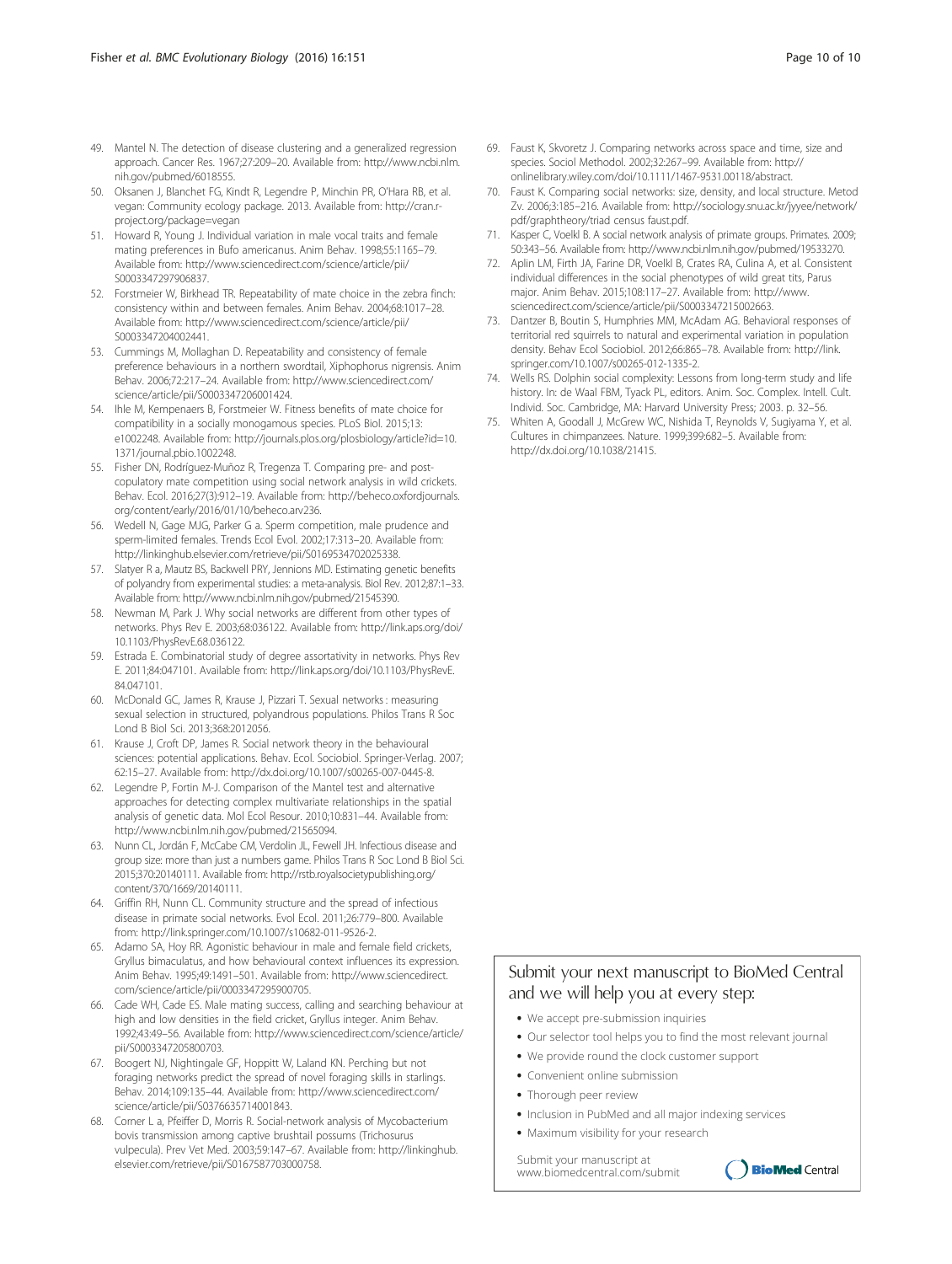49. Mantel N. The detection of disease clustering and a generalized regression approach. Cancer Res. 1967;27:209–20. Available from: http://www.ncbi.nlm.nih.gov/pubmed/6018555.
50. Oksanen J, Blanchet FG, Kindt R, Legendre P, Minchin PR, O'Hara RB, et al. vegan: Community ecology package. 2013. Available from: http://cran.r-project.org/package=vegan
51. Howard R, Young J. Individual variation in male vocal traits and female mating preferences in Bufo americanus. Anim Behav. 1998;55:1165–79. Available from: http://www.sciencedirect.com/science/article/pii/S0003347297906837.
52. Forstmeier W, Birkhead TR. Repeatability of mate choice in the zebra finch: consistency within and between females. Anim Behav. 2004;68:1017–28. Available from: http://www.sciencedirect.com/science/article/pii/S0003347204002441.
53. Cummings M, Mollaghan D. Repeatability and consistency of female preference behaviours in a northern swordtail, Xiphophorus nigrensis. Anim Behav. 2006;72:217–24. Available from: http://www.sciencedirect.com/science/article/pii/S0003347206001424.
54. Ihle M, Kempenaers B, Forstmeier W. Fitness benefits of mate choice for compatibility in a socially monogamous species. PLoS Biol. 2015;13:e1002248. Available from: http://journals.plos.org/plosbiology/article?id=10.1371/journal.pbio.1002248.
55. Fisher DN, Rodríguez-Muñoz R, Tregenza T. Comparing pre- and post-copulatory mate competition using social network analysis in wild crickets. Behav. Ecol. 2016;27(3):912–19. Available from: http://beheco.oxfordjournals.org/content/early/2016/01/10/beheco.arv236.
56. Wedell N, Gage MJG, Parker G a. Sperm competition, male prudence and sperm-limited females. Trends Ecol Evol. 2002;17:313–20. Available from: http://linkinghub.elsevier.com/retrieve/pii/S0169534702025338.
57. Slatyer R a, Mautz BS, Backwell PRY, Jennions MD. Estimating genetic benefits of polyandry from experimental studies: a meta-analysis. Biol Rev. 2012;87:1–33. Available from: http://www.ncbi.nlm.nih.gov/pubmed/21545390.
58. Newman M, Park J. Why social networks are different from other types of networks. Phys Rev E. 2003;68:036122. Available from: http://link.aps.org/doi/10.1103/PhysRevE.68.036122.
59. Estrada E. Combinatorial study of degree assortativity in networks. Phys Rev E. 2011;84:047101. Available from: http://link.aps.org/doi/10.1103/PhysRevE.84.047101.
60. McDonald GC, James R, Krause J, Pizzari T. Sexual networks : measuring sexual selection in structured, polyandrous populations. Philos Trans R Soc Lond B Biol Sci. 2013;368:2012056.
61. Krause J, Croft DP, James R. Social network theory in the behavioural sciences: potential applications. Behav. Ecol. Sociobiol. Springer-Verlag. 2007;62:15–27. Available from: http://dx.doi.org/10.1007/s00265-007-0445-8.
62. Legendre P, Fortin M-J. Comparison of the Mantel test and alternative approaches for detecting complex multivariate relationships in the spatial analysis of genetic data. Mol Ecol Resour. 2010;10:831–44. Available from: http://www.ncbi.nlm.nih.gov/pubmed/21565094.
63. Nunn CL, Jordán F, McCabe CM, Verdolin JL, Fewell JH. Infectious disease and group size: more than just a numbers game. Philos Trans R Soc Lond B Biol Sci. 2015;370:20140111. Available from: http://rstb.royalsocietypublishing.org/content/370/1669/20140111.
64. Griffin RH, Nunn CL. Community structure and the spread of infectious disease in primate social networks. Evol Ecol. 2011;26:779–800. Available from: http://link.springer.com/10.1007/s10682-011-9526-2.
65. Adamo SA, Hoy RR. Agonistic behaviour in male and female field crickets, Gryllus bimaculatus, and how behavioural context influences its expression. Anim Behav. 1995;49:1491–501. Available from: http://www.sciencedirect.com/science/article/pii/0003347295900705.
66. Cade WH, Cade ES. Male mating success, calling and searching behaviour at high and low densities in the field cricket, Gryllus integer. Anim Behav. 1992;43:49–56. Available from: http://www.sciencedirect.com/science/article/pii/S0003347205800703.
67. Boogert NJ, Nightingale GF, Hoppitt W, Laland KN. Perching but not foraging networks predict the spread of novel foraging skills in starlings. Behav. 2014;109:135–44. Available from: http://www.sciencedirect.com/science/article/pii/S0376635714001843.
68. Corner L a, Pfeiffer D, Morris R. Social-network analysis of Mycobacterium bovis transmission among captive brushtail possums (Trichosurus vulpecula). Prev Vet Med. 2003;59:147–67. Available from: http://linkinghub.elsevier.com/retrieve/pii/S0167587703000758.
69. Faust K, Skvoretz J. Comparing networks across space and time, size and species. Sociol Methodol. 2002;32:267–99. Available from: http://onlinelibrary.wiley.com/doi/10.1111/1467-9531.00118/abstract.
70. Faust K. Comparing social networks: size, density, and local structure. Metod Zv. 2006;3:185–216. Available from: http://sociology.snu.ac.kr/jyyee/network/pdf/graphtheory/triad census faust.pdf.
71. Kasper C, Voelkl B. A social network analysis of primate groups. Primates. 2009;50:343–56. Available from: http://www.ncbi.nlm.nih.gov/pubmed/19533270.
72. Aplin LM, Firth JA, Farine DR, Voelkl B, Crates RA, Culina A, et al. Consistent individual differences in the social phenotypes of wild great tits, Parus major. Anim Behav. 2015;108:117–27. Available from: http://www.sciencedirect.com/science/article/pii/S0003347215002663.
73. Dantzer B, Boutin S, Humphries MM, McAdam AG. Behavioral responses of territorial red squirrels to natural and experimental variation in population density. Behav Ecol Sociobiol. 2012;66:865–78. Available from: http://link.springer.com/10.1007/s00265-012-1335-2.
74. Wells RS. Dolphin social complexity: Lessons from long-term study and life history. In: de Waal FBM, Tyack PL, editors. Anim. Soc. Complex. Intell. Cult. Individ. Soc. Cambridge, MA: Harvard University Press; 2003. p. 32–56.
75. Whiten A, Goodall J, McGrew WC, Nishida T, Reynolds V, Sugiyama Y, et al. Cultures in chimpanzees. Nature. 1999;399:682–5. Available from: http://dx.doi.org/10.1038/21415.

Submit your next manuscript to BioMed Central and we will help you at every step:

- We accept pre-submission inquiries
- Our selector tool helps you to find the most relevant journal
- We provide round the clock customer support
- Convenient online submission
- Thorough peer review
- Inclusion in PubMed and all major indexing services
- Maximum visibility for your research

Submit your manuscript at
www.biomedcentral.com/submit

BioMed Central